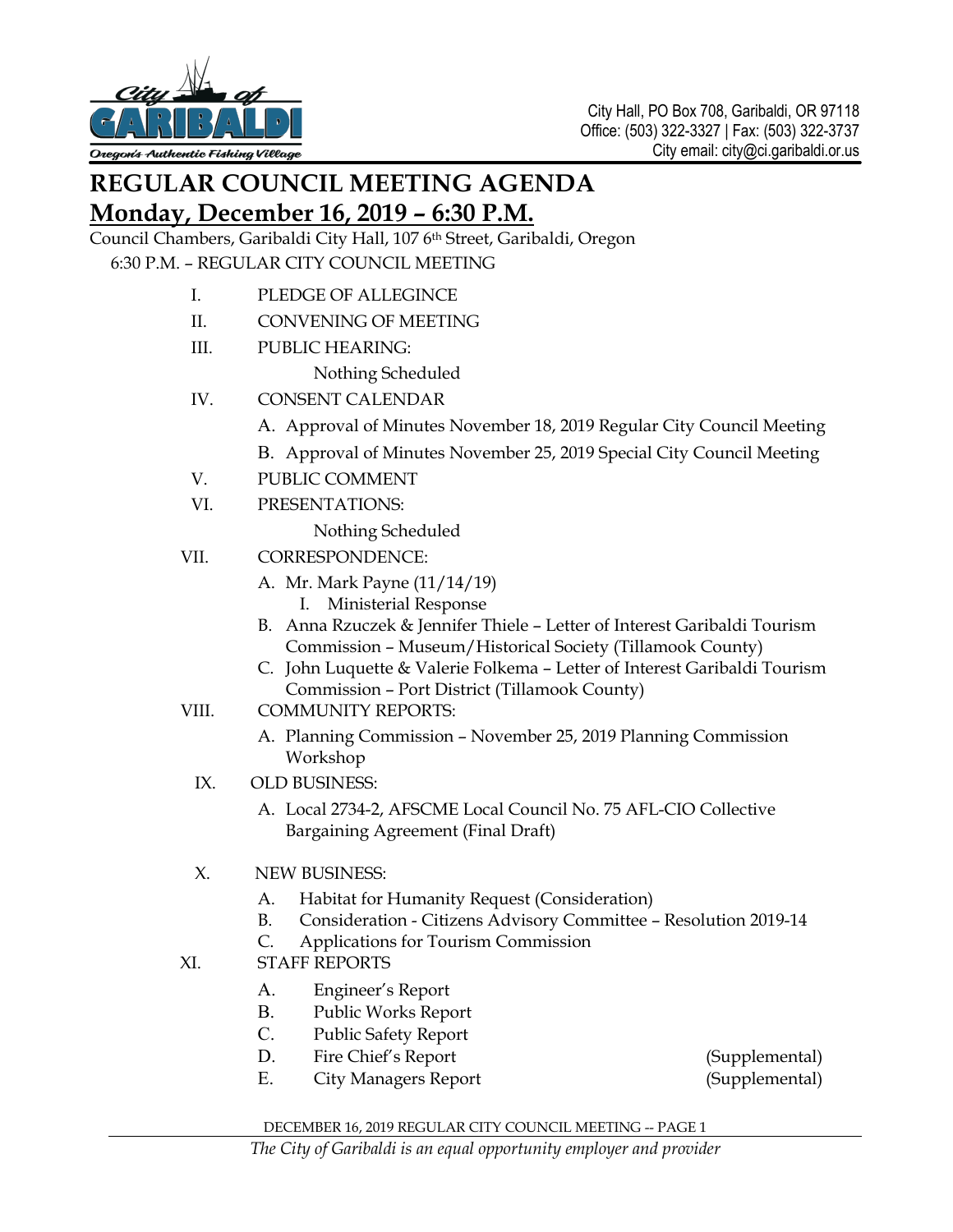City Hall, PO Box 708, Garibaldi, OR 97118
Office: (503) 322-3327 | Fax: (503) 322-3737
City email: city@ci.garibaldi.or.us

# REGULAR COUNCIL MEETING AGENDA

## Monday, December 16, 2019 – 6:30 P.M.

Council Chambers, Garibaldi City Hall, 107 6th Street, Garibaldi, Oregon

6:30 P.M. – REGULAR CITY COUNCIL MEETING

I. PLEDGE OF ALLEGINCE

II. CONVENING OF MEETING

III. PUBLIC HEARING:

  Nothing Scheduled

IV. CONSENT CALENDAR

  A. Approval of Minutes November 18, 2019 Regular City Council Meeting

  B. Approval of Minutes November 25, 2019 Special City Council Meeting

V. PUBLIC COMMENT

VI. PRESENTATIONS:

  Nothing Scheduled

VII. CORRESPONDENCE:

  A. Mr. Mark Payne (11/14/19)
    I. Ministerial Response

  B. Anna Rzuczek & Jennifer Thiele – Letter of Interest Garibaldi Tourism Commission – Museum/Historical Society (Tillamook County)

  C. John Luquette & Valerie Folkema – Letter of Interest Garibaldi Tourism Commission – Port District (Tillamook County)

VIII. COMMUNITY REPORTS:

  A. Planning Commission – November 25, 2019 Planning Commission Workshop

IX. OLD BUSINESS:

  A. Local 2734-2, AFSCME Local Council No. 75 AFL-CIO Collective Bargaining Agreement (Final Draft)

X. NEW BUSINESS:

  A. Habitat for Humanity Request (Consideration)

  B. Consideration - Citizens Advisory Committee – Resolution 2019-14

  C. Applications for Tourism Commission

XI. STAFF REPORTS

  A. Engineer's Report

  B. Public Works Report

  C. Public Safety Report

  D. Fire Chief's Report (Supplemental)

  E. City Managers Report (Supplemental)

*The City of Garibaldi is an equal opportunity employer and provider*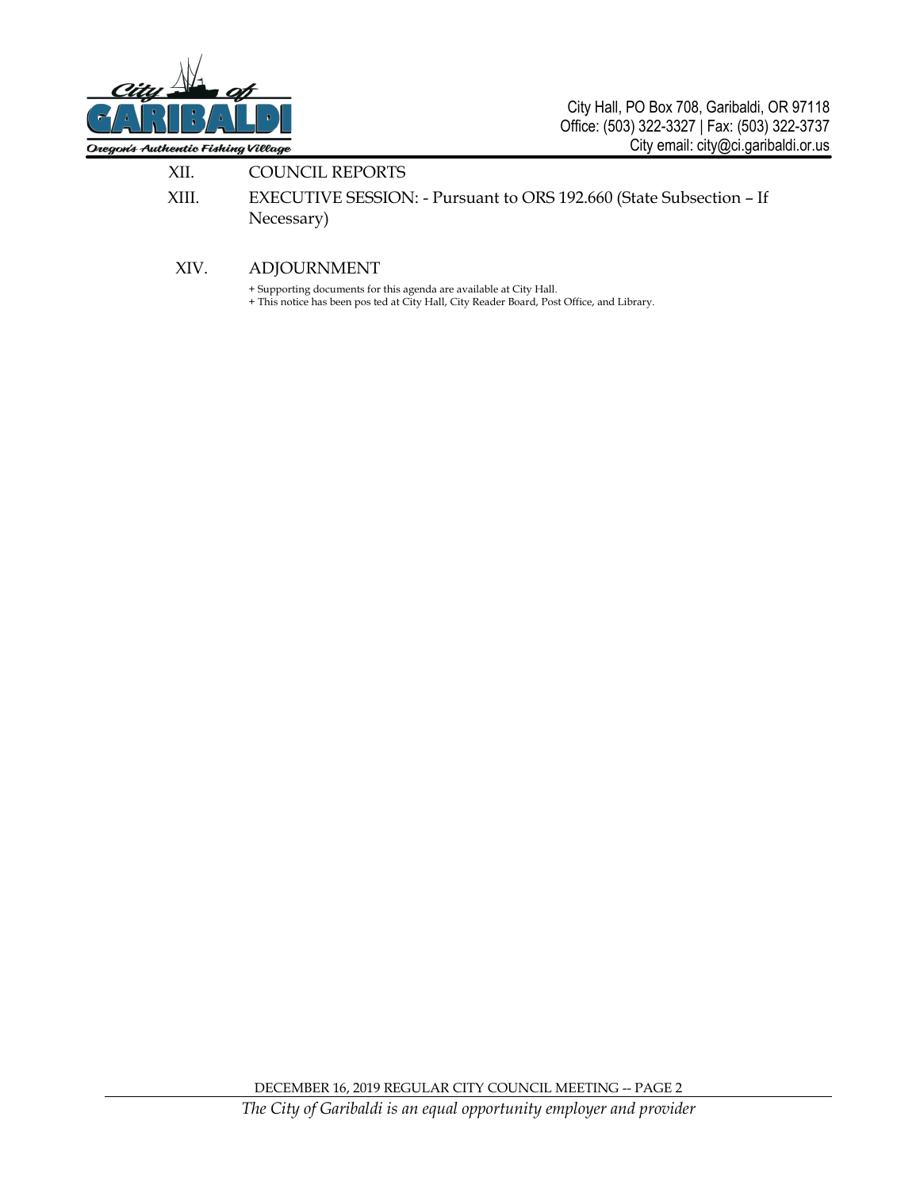XII. COUNCIL REPORTS

XIII. EXECUTIVE SESSION: - Pursuant to ORS 192.660 (State Subsection – If Necessary)

XIV. ADJOURNMENT

+ Supporting documents for this agenda are available at City Hall.
+ This notice has been pos ted at City Hall, City Reader Board, Post Office, and Library.